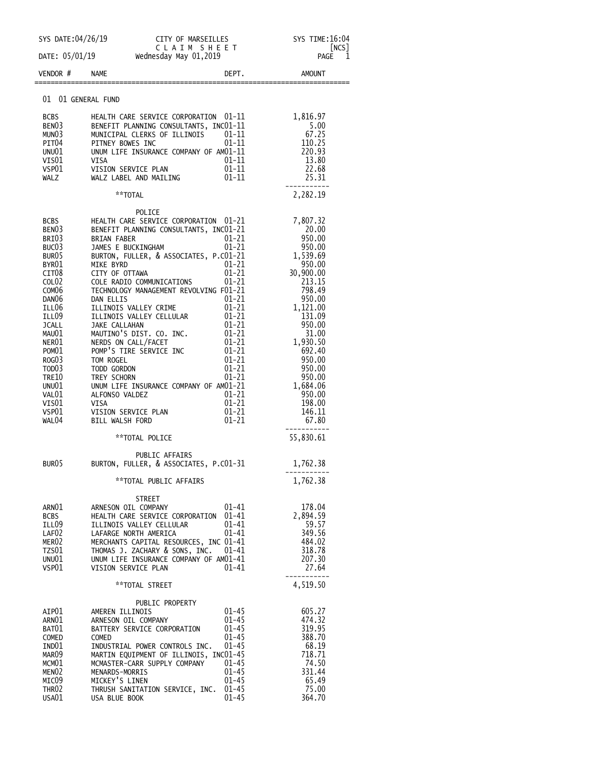SYS DATE:04/26/19 CITY OF MARSEILLES SYS TIME:16:04

CLAIM SHEET [NCS]

DATE: 05/01/19 Wednesday May 01,2019

| VENDOR # | NAME | DEPT. | AMOUNT |
|---|---|---|---|
| **01 01 GENERAL FUND** | | | |
| BCBS | HEALTH CARE SERVICE CORPORATION | 01-11 | 1,816.97 |
| BEN03 | BENEFIT PLANNING CONSULTANTS, INC | 01-11 | 5.00 |
| MUN03 | MUNICIPAL CLERKS OF ILLINOIS | 01-11 | 67.25 |
| PIT04 | PITNEY BOWES INC | 01-11 | 110.25 |
| UNU01 | UNUM LIFE INSURANCE COMPANY OF AM | 01-11 | 220.93 |
| VIS01 | VISA | 01-11 | 13.80 |
| VSP01 | VISION SERVICE PLAN | 01-11 | 22.68 |
| WALZ | WALZ LABEL AND MAILING | 01-11 | 25.31 |
| | **TOTAL | | 2,282.19 |
| | **POLICE** | | |
| BCBS | HEALTH CARE SERVICE CORPORATION | 01-21 | 7,807.32 |
| BEN03 | BENEFIT PLANNING CONSULTANTS, INC | 01-21 | 20.00 |
| BRI03 | BRIAN FABER | 01-21 | 950.00 |
| BUC03 | JAMES E BUCKINGHAM | 01-21 | 950.00 |
| BUR05 | BURTON, FULLER, & ASSOCIATES, P.C | 01-21 | 1,539.69 |
| BYR01 | MIKE BYRD | 01-21 | 950.00 |
| CIT08 | CITY OF OTTAWA | 01-21 | 30,900.00 |
| COL02 | COLE RADIO COMMUNICATIONS | 01-21 | 213.15 |
| COM06 | TECHNOLOGY MANAGEMENT REVOLVING F | 01-21 | 798.49 |
| DAN06 | DAN ELLIS | 01-21 | 950.00 |
| ILL06 | ILLINOIS VALLEY CRIME | 01-21 | 1,121.00 |
| ILL09 | ILLINOIS VALLEY CELLULAR | 01-21 | 131.09 |
| JCALL | JAKE CALLAHAN | 01-21 | 950.00 |
| MAU01 | MAUTINO'S DIST. CO. INC. | 01-21 | 31.00 |
| NER01 | NERDS ON CALL/FACET | 01-21 | 1,930.50 |
| POM01 | POMP'S TIRE SERVICE INC | 01-21 | 692.40 |
| ROG03 | TOM ROGEL | 01-21 | 950.00 |
| TOD03 | TODD GORDON | 01-21 | 950.00 |
| TRE10 | TREY SCHORN | 01-21 | 950.00 |
| UNU01 | UNUM LIFE INSURANCE COMPANY OF AM | 01-21 | 1,684.06 |
| VAL01 | ALFONSO VALDEZ | 01-21 | 950.00 |
| VIS01 | VISA | 01-21 | 198.00 |
| VSP01 | VISION SERVICE PLAN | 01-21 | 146.11 |
| WAL04 | BILL WALSH FORD | 01-21 | 67.80 |
| | **TOTAL POLICE | | 55,830.61 |
| | **PUBLIC AFFAIRS** | | |
| BUR05 | BURTON, FULLER, & ASSOCIATES, P.C | 01-31 | 1,762.38 |
| | **TOTAL PUBLIC AFFAIRS | | 1,762.38 |
| | **STREET** | | |
| ARN01 | ARNESON OIL COMPANY | 01-41 | 178.04 |
| BCBS | HEALTH CARE SERVICE CORPORATION | 01-41 | 2,894.59 |
| ILL09 | ILLINOIS VALLEY CELLULAR | 01-41 | 59.57 |
| LAF02 | LAFARGE NORTH AMERICA | 01-41 | 349.56 |
| MER02 | MERCHANTS CAPITAL RESOURCES, INC | 01-41 | 484.02 |
| TZS01 | THOMAS J. ZACHARY & SONS, INC. | 01-41 | 318.78 |
| UNU01 | UNUM LIFE INSURANCE COMPANY OF AM | 01-41 | 207.30 |
| VSP01 | VISION SERVICE PLAN | 01-41 | 27.64 |
| | **TOTAL STREET | | 4,519.50 |
| | **PUBLIC PROPERTY** | | |
| AIP01 | AMEREN ILLINOIS | 01-45 | 605.27 |
| ARN01 | ARNESON OIL COMPANY | 01-45 | 474.32 |
| BAT01 | BATTERY SERVICE CORPORATION | 01-45 | 319.95 |
| COMED | COMED | 01-45 | 388.70 |
| IND01 | INDUSTRIAL POWER CONTROLS INC. | 01-45 | 68.19 |
| MAR09 | MARTIN EQUIPMENT OF ILLINOIS, INC | 01-45 | 718.71 |
| MCM01 | MCMASTER-CARR SUPPLY COMPANY | 01-45 | 74.50 |
| MEN02 | MENARDS-MORRIS | 01-45 | 331.44 |
| MIC09 | MICKEY'S LINEN | 01-45 | 65.49 |
| THR02 | THRUSH SANITATION SERVICE, INC. | 01-45 | 75.00 |
| USA01 | USA BLUE BOOK | 01-45 | 364.70 |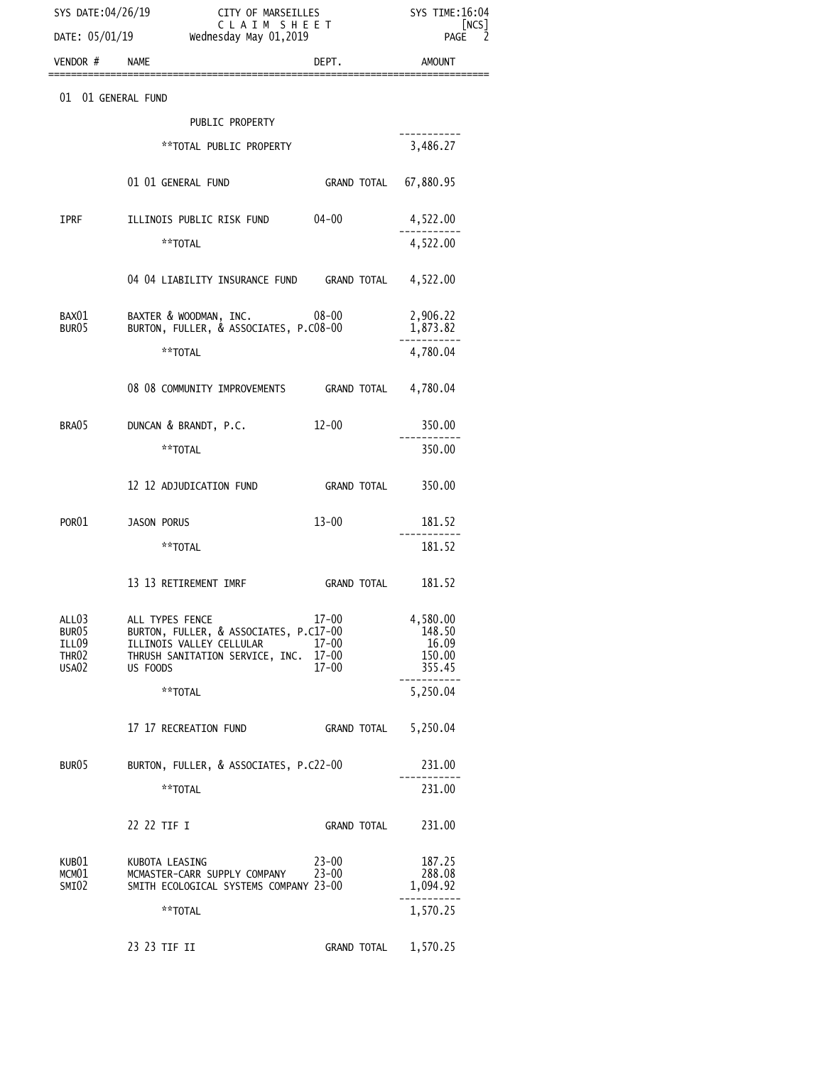| VENDOR # | NAME | DEPT. | AMOUNT |
|---|---|---|---|
| 01 01 GENERAL FUND | | | |
| | PUBLIC PROPERTY | | |
| | **TOTAL PUBLIC PROPERTY | | 3,486.27 |
| | 01 01 GENERAL FUND | GRAND TOTAL | 67,880.95 |
| IPRF | ILLINOIS PUBLIC RISK FUND | 04-00 | 4,522.00 |
| | **TOTAL | | 4,522.00 |
| | 04 04 LIABILITY INSURANCE FUND | GRAND TOTAL | 4,522.00 |
| BAX01 | BAXTER & WOODMAN, INC. | 08-00 | 2,906.22 |
| BUR05 | BURTON, FULLER, & ASSOCIATES, P.C | 08-00 | 1,873.82 |
| | **TOTAL | | 4,780.04 |
| | 08 08 COMMUNITY IMPROVEMENTS | GRAND TOTAL | 4,780.04 |
| BRA05 | DUNCAN & BRANDT, P.C. | 12-00 | 350.00 |
| | **TOTAL | | 350.00 |
| | 12 12 ADJUDICATION FUND | GRAND TOTAL | 350.00 |
| POR01 | JASON PORUS | 13-00 | 181.52 |
| | **TOTAL | | 181.52 |
| | 13 13 RETIREMENT IMRF | GRAND TOTAL | 181.52 |
| ALL03 | ALL TYPES FENCE | 17-00 | 4,580.00 |
| BUR05 | BURTON, FULLER, & ASSOCIATES, P.C | 17-00 | 148.50 |
| ILL09 | ILLINOIS VALLEY CELLULAR | 17-00 | 16.09 |
| THR02 | THRUSH SANITATION SERVICE, INC. | 17-00 | 150.00 |
| USA02 | US FOODS | 17-00 | 355.45 |
| | **TOTAL | | 5,250.04 |
| | 17 17 RECREATION FUND | GRAND TOTAL | 5,250.04 |
| BUR05 | BURTON, FULLER, & ASSOCIATES, P.C | 22-00 | 231.00 |
| | **TOTAL | | 231.00 |
| | 22 22 TIF I | GRAND TOTAL | 231.00 |
| KUB01 | KUBOTA LEASING | 23-00 | 187.25 |
| MCM01 | MCMASTER-CARR SUPPLY COMPANY | 23-00 | 288.08 |
| SMI02 | SMITH ECOLOGICAL SYSTEMS COMPANY | 23-00 | 1,094.92 |
| | **TOTAL | | 1,570.25 |
| | 23 23 TIF II | GRAND TOTAL | 1,570.25 |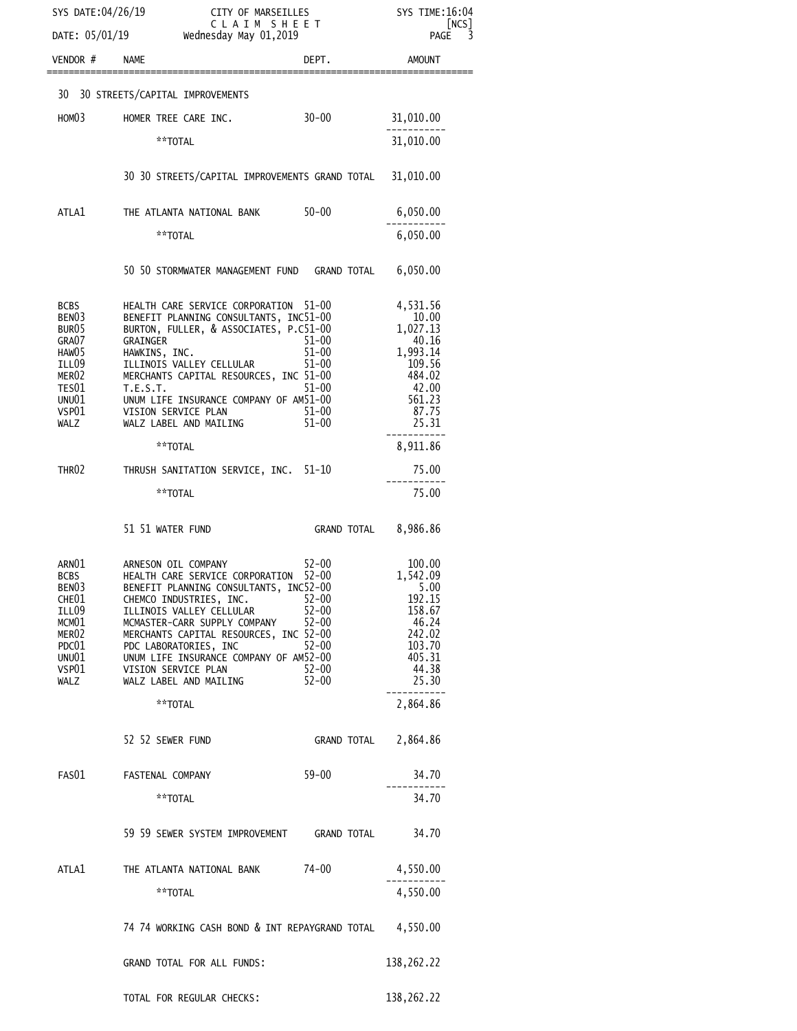SYS DATE:04/26/19 — CITY OF MARSEILLES — SYS TIME:16:04

C L A I M  S H E E T — [NCS]

DATE: 05/01/19 — Wednesday May 01,2019

| VENDOR # | NAME | DEPT. | AMOUNT |
|---|---|---|---|
| | **30 30 STREETS/CAPITAL IMPROVEMENTS** | | |
| HOM03 | HOMER TREE CARE INC. | 30-00 | 31,010.00 |
| | **TOTAL | | 31,010.00 |
| | 30 30 STREETS/CAPITAL IMPROVEMENTS GRAND TOTAL | | 31,010.00 |
| ATLA1 | THE ATLANTA NATIONAL BANK | 50-00 | 6,050.00 |
| | **TOTAL | | 6,050.00 |
| | 50 50 STORMWATER MANAGEMENT FUND GRAND TOTAL | | 6,050.00 |
| BCBS | HEALTH CARE SERVICE CORPORATION | 51-00 | 4,531.56 |
| BEN03 | BENEFIT PLANNING CONSULTANTS, INC | 51-00 | 10.00 |
| BUR05 | BURTON, FULLER, & ASSOCIATES, P.C | 51-00 | 1,027.13 |
| GRA07 | GRAINGER | 51-00 | 40.16 |
| HAW05 | HAWKINS, INC. | 51-00 | 1,993.14 |
| ILL09 | ILLINOIS VALLEY CELLULAR | 51-00 | 109.56 |
| MER02 | MERCHANTS CAPITAL RESOURCES, INC | 51-00 | 484.02 |
| TES01 | T.E.S.T. | 51-00 | 42.00 |
| UNU01 | UNUM LIFE INSURANCE COMPANY OF AM | 51-00 | 561.23 |
| VSP01 | VISION SERVICE PLAN | 51-00 | 87.75 |
| WALZ | WALZ LABEL AND MAILING | 51-00 | 25.31 |
| | **TOTAL | | 8,911.86 |
| THR02 | THRUSH SANITATION SERVICE, INC. | 51-10 | 75.00 |
| | **TOTAL | | 75.00 |
| | 51 51 WATER FUND GRAND TOTAL | | 8,986.86 |
| ARN01 | ARNESON OIL COMPANY | 52-00 | 100.00 |
| BCBS | HEALTH CARE SERVICE CORPORATION | 52-00 | 1,542.09 |
| BEN03 | BENEFIT PLANNING CONSULTANTS, INC | 52-00 | 5.00 |
| CHE01 | CHEMCO INDUSTRIES, INC. | 52-00 | 192.15 |
| ILL09 | ILLINOIS VALLEY CELLULAR | 52-00 | 158.67 |
| MCM01 | MCMASTER-CARR SUPPLY COMPANY | 52-00 | 46.24 |
| MER02 | MERCHANTS CAPITAL RESOURCES, INC | 52-00 | 242.02 |
| PDC01 | PDC LABORATORIES, INC | 52-00 | 103.70 |
| UNU01 | UNUM LIFE INSURANCE COMPANY OF AM | 52-00 | 405.31 |
| VSP01 | VISION SERVICE PLAN | 52-00 | 44.38 |
| WALZ | WALZ LABEL AND MAILING | 52-00 | 25.30 |
| | **TOTAL | | 2,864.86 |
| | 52 52 SEWER FUND GRAND TOTAL | | 2,864.86 |
| FAS01 | FASTENAL COMPANY | 59-00 | 34.70 |
| | **TOTAL | | 34.70 |
| | 59 59 SEWER SYSTEM IMPROVEMENT GRAND TOTAL | | 34.70 |
| ATLA1 | THE ATLANTA NATIONAL BANK | 74-00 | 4,550.00 |
| | **TOTAL | | 4,550.00 |
| | 74 74 WORKING CASH BOND & INT REPAYGRAND TOTAL | | 4,550.00 |
| | GRAND TOTAL FOR ALL FUNDS: | | 138,262.22 |
| | TOTAL FOR REGULAR CHECKS: | | 138,262.22 |